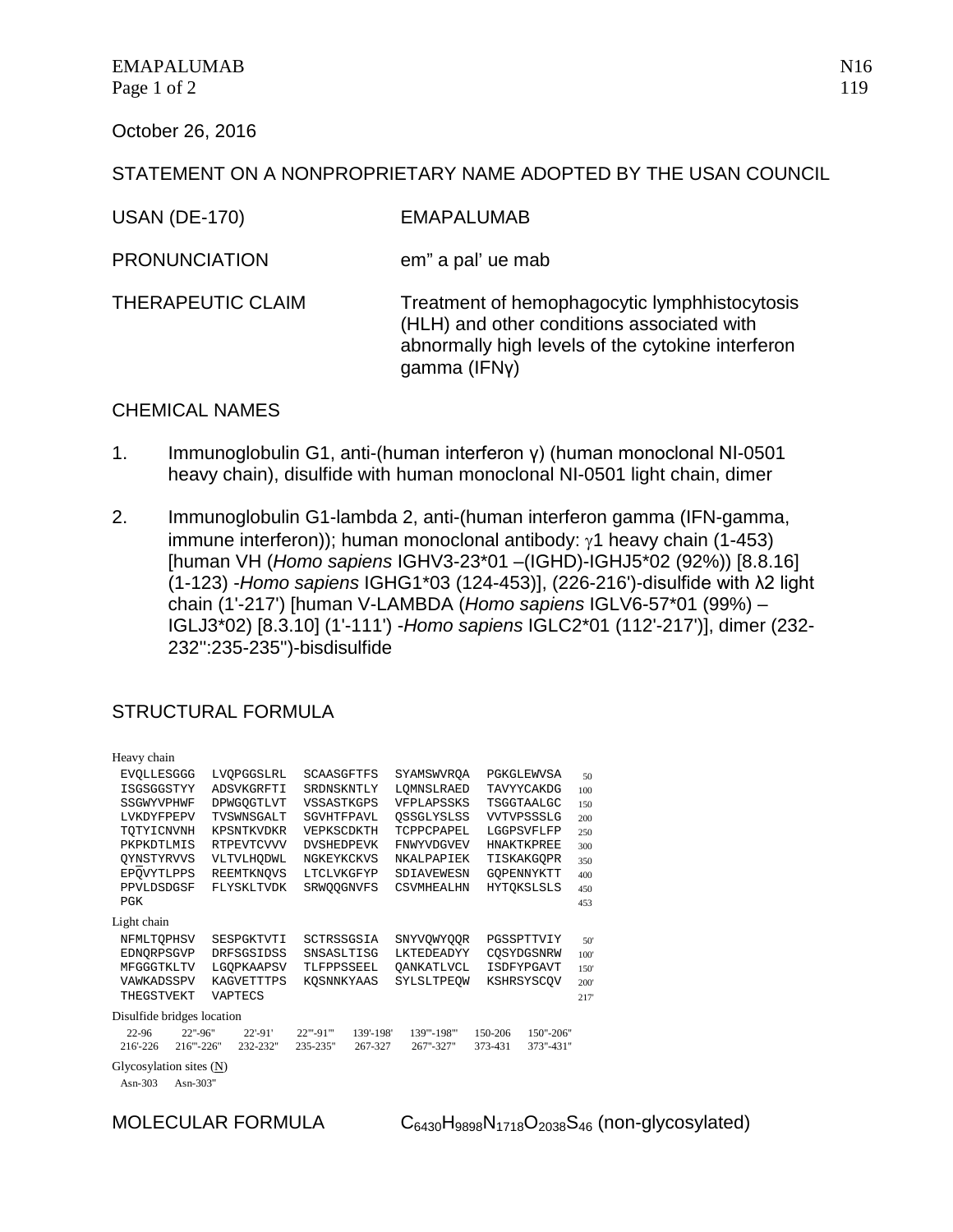October 26, 2016

STATEMENT ON A NONPROPRIETARY NAME ADOPTED BY THE USAN COUNCIL

| | |
|---|---|
| USAN (DE-170) | EMAPALUMAB |
| PRONUNCIATION | em" a pal' ue mab |
| THERAPEUTIC CLAIM | Treatment of hemophagocytic lymphhistocytosis (HLH) and other conditions associated with abnormally high levels of the cytokine interferon gamma (IFNγ) |

## CHEMICAL NAMES

1. Immunoglobulin G1, anti-(human interferon γ) (human monoclonal NI-0501 heavy chain), disulfide with human monoclonal NI-0501 light chain, dimer

2. Immunoglobulin G1-lambda 2, anti-(human interferon gamma (IFN-gamma, immune interferon)); human monoclonal antibody: γ1 heavy chain (1-453) [human VH (*Homo sapiens* IGHV3-23*01 –(IGHD)-IGHJ5*02 (92%)) [8.8.16] (1-123) -*Homo sapiens* IGHG1*03 (124-453)], (226-216')-disulfide with λ2 light chain (1'-217') [human V-LAMBDA (*Homo sapiens* IGLV6-57*01 (99%) – IGLJ3*02) [8.3.10] (1'-111') -*Homo sapiens* IGLC2*01 (112'-217')], dimer (232-232'':235-235'')-bisdisulfide

## STRUCTURAL FORMULA

Heavy chain

```
EVQLLESGGG  LVQPGGSLRL  SCAASGFTFS  SYAMSWVRQA  PGKGLEWVSA   50
ISGSGGSTYY  ADSVKGRFTI  SRDNSKNTLY  LQMNSLRAED  TAVYYCAKDG  100
SSGWYVPHWF  DPWGQGTLVT  VSSASTKGPS  VFPLAPSSKS  TSGGTAALGC  150
LVKDYFPEPV  TVSWNSGALT  SGVHTFPAVL  QSSGLYSLSS  VVTVPSSSLG  200
TQTYICNVNH  KPSNTKVDKR  VEPKSCDKTH  TCPPCPAPEL  LGGPSVFLFP  250
PKPKDTLMIS  RTPEVTCVVV  DVSHEDPEVK  FNWYVDGVEV  HNAKTKPREE  300
QYNSTYRVVS  VLTVLHQDWL  NGKEYKCKVS  NKALPAPIEK  TISKAKGQPR  350
EPQVYTLPPS  REEMTKNQVS  LTCLVKGFYP  SDIAVEWESN  GQPENNYKTT  400
PPVLDSDGSF  FLYSKLTVDK  SRWQQGNVFS  CSVMHEALHN  HYTQKSLSLS  450
PGK                                                        453
```

Light chain

```
NFMLTQPHSV  SESPGKTVTI  SCTRSSGSIA  SNYVQWYQQR  PGSSPTTVIY   50'
EDNQRPSGVP  DRFSGSIDSS  SNSASLTISG  LKTEDEADYY  CQSYDGSNRW  100'
MFGGGTKLTV  LGQPKAAPSV  TLFPPSSEEL  QANKATLVCL  ISDFYPGAVT  150'
VAWKADSSPV  KAGVETTTPS  KQSNNKYAAS  SYLSLTPEQW  KSHRSYSCQV  200'
THEGSTVEKT  VAPTECS                                        217'
```

Disulfide bridges location

| | | | | | | | |
|---|---|---|---|---|---|---|---|
| 22-96 | 22''-96'' | 22'-91' | 22'''-91''' | 139'-198' | 139'''-198''' | 150-206 | 150''-206'' |
| 216'-226 | 216'''-226'' | 232-232'' | 235-235'' | 267-327 | 267''-327'' | 373-431 | 373''-431'' |

Glycosylation sites (N)

Asn-303   Asn-303''

MOLECULAR FORMULA $C_{6430}H_{9898}N_{1718}O_{2038}S_{46}$ (non-glycosylated)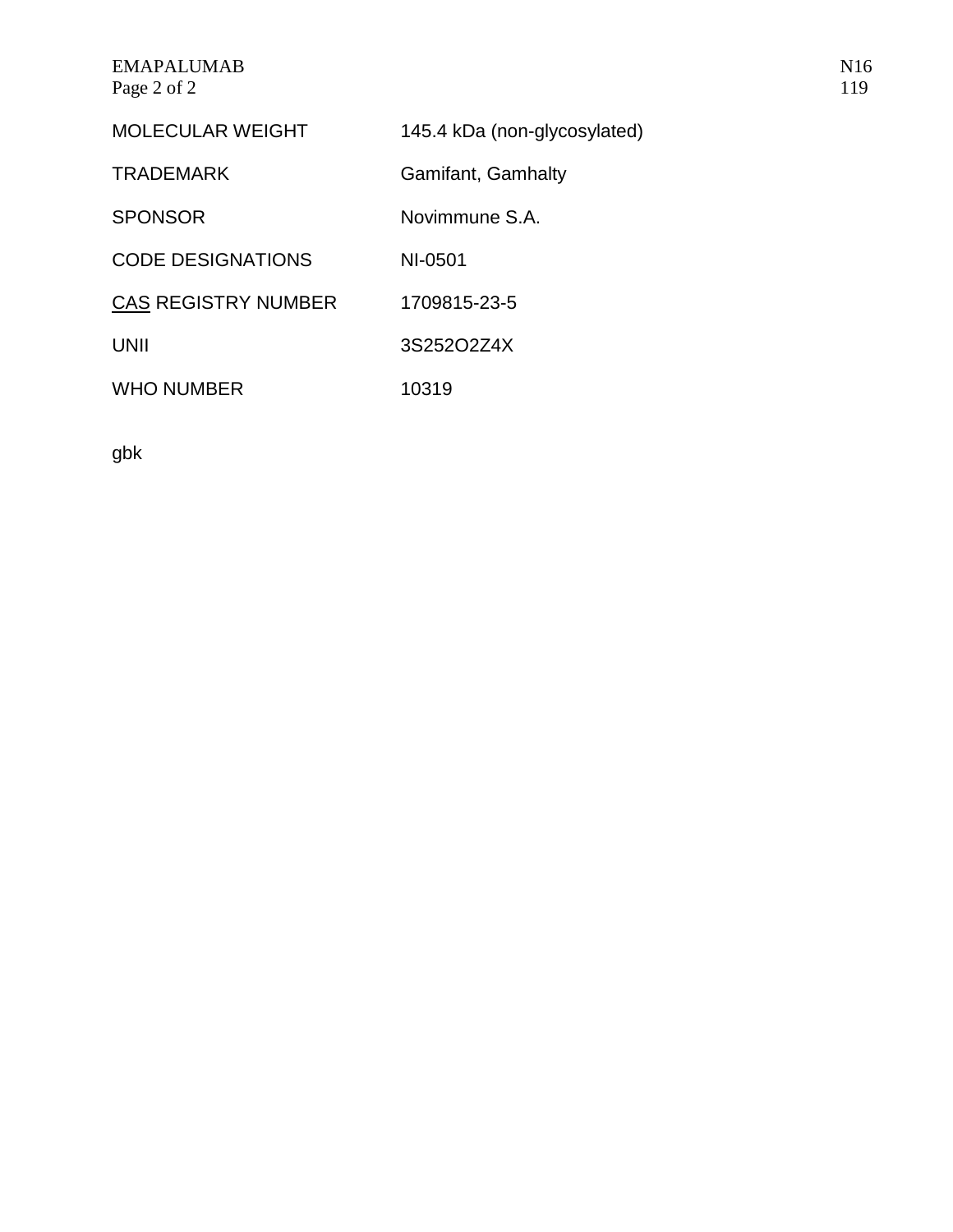| | |
|---|---|
| MOLECULAR WEIGHT | 145.4 kDa (non-glycosylated) |
| TRADEMARK | Gamifant, Gamhalty |
| SPONSOR | Novimmune S.A. |
| CODE DESIGNATIONS | NI-0501 |
| CAS REGISTRY NUMBER | 1709815-23-5 |
| UNII | 3S252O2Z4X |
| WHO NUMBER | 10319 |

gbk